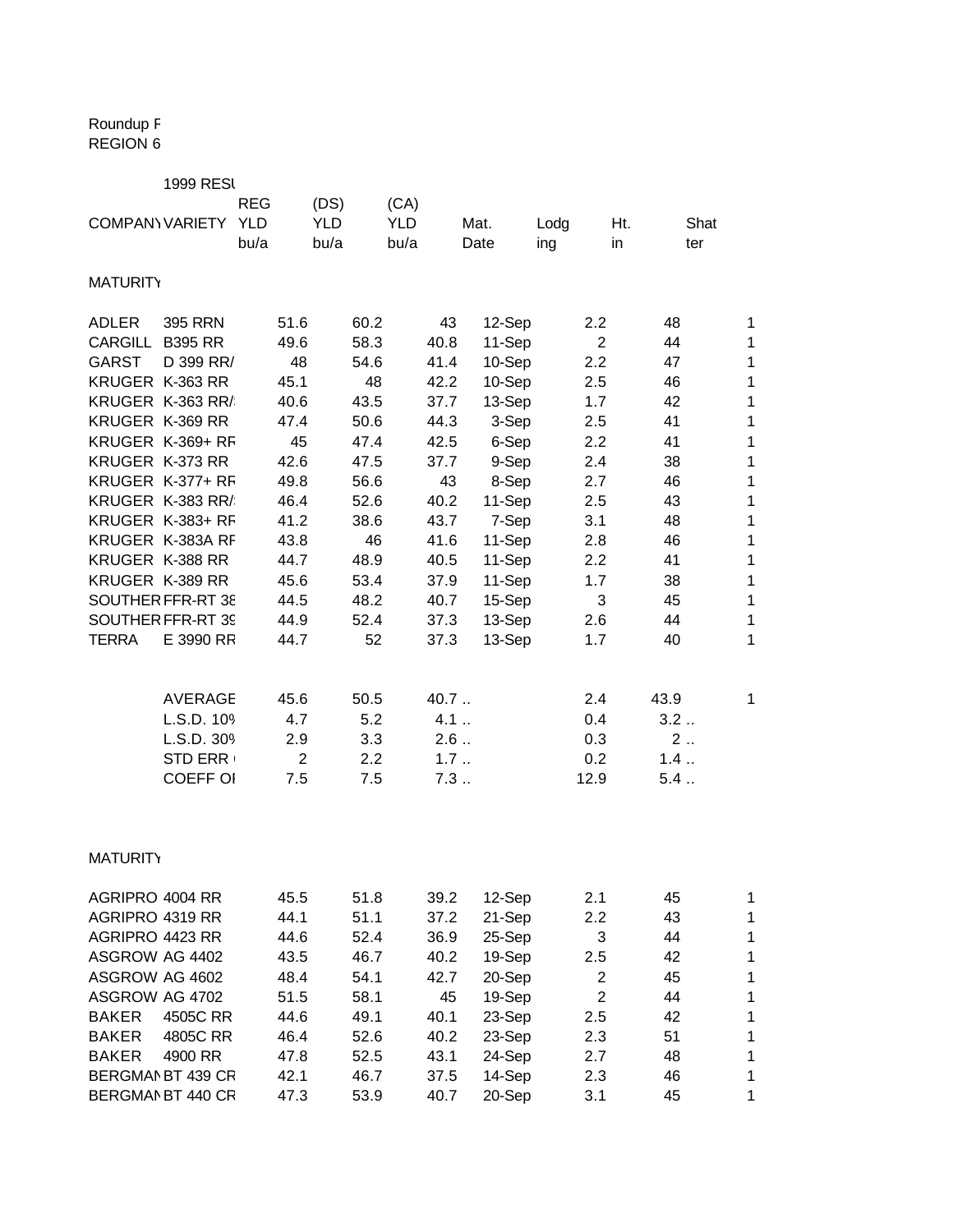Roundup F
REGION 6

1999 RESU

| COMPANY | VARIETY | REG YLD bu/a | (DS) YLD bu/a | (CA) YLD bu/a | Mat. Date | Lodg ing | Ht. in | Shat ter |
|---|---|---|---|---|---|---|---|---|
| MATURITY | | | | | | | | |
| ADLER | 395 RRN | 51.6 | 60.2 | 43 | 12-Sep | 2.2 | 48 | 1 |
| CARGILL | B395 RR | 49.6 | 58.3 | 40.8 | 11-Sep | 2 | 44 | 1 |
| GARST | D 399 RR/ | 48 | 54.6 | 41.4 | 10-Sep | 2.2 | 47 | 1 |
| KRUGER | K-363 RR | 45.1 | 48 | 42.2 | 10-Sep | 2.5 | 46 | 1 |
| KRUGER | K-363 RR/ | 40.6 | 43.5 | 37.7 | 13-Sep | 1.7 | 42 | 1 |
| KRUGER | K-369 RR | 47.4 | 50.6 | 44.3 | 3-Sep | 2.5 | 41 | 1 |
| KRUGER | K-369+ RF | 45 | 47.4 | 42.5 | 6-Sep | 2.2 | 41 | 1 |
| KRUGER | K-373 RR | 42.6 | 47.5 | 37.7 | 9-Sep | 2.4 | 38 | 1 |
| KRUGER | K-377+ RF | 49.8 | 56.6 | 43 | 8-Sep | 2.7 | 46 | 1 |
| KRUGER | K-383 RR/ | 46.4 | 52.6 | 40.2 | 11-Sep | 2.5 | 43 | 1 |
| KRUGER | K-383+ RF | 41.2 | 38.6 | 43.7 | 7-Sep | 3.1 | 48 | 1 |
| KRUGER | K-383A RF | 43.8 | 46 | 41.6 | 11-Sep | 2.8 | 46 | 1 |
| KRUGER | K-388 RR | 44.7 | 48.9 | 40.5 | 11-Sep | 2.2 | 41 | 1 |
| KRUGER | K-389 RR | 45.6 | 53.4 | 37.9 | 11-Sep | 1.7 | 38 | 1 |
| SOUTHER | FFR-RT 38 | 44.5 | 48.2 | 40.7 | 15-Sep | 3 | 45 | 1 |
| SOUTHER | FFR-RT 39 | 44.9 | 52.4 | 37.3 | 13-Sep | 2.6 | 44 | 1 |
| TERRA | E 3990 RR | 44.7 | 52 | 37.3 | 13-Sep | 1.7 | 40 | 1 |
| | AVERAGE | 45.6 | 50.5 | 40.7 .. | | 2.4 | 43.9 | 1 |
| | L.S.D. 10% | 4.7 | 5.2 | 4.1 .. | | 0.4 | 3.2 .. | |
| | L.S.D. 30% | 2.9 | 3.3 | 2.6 .. | | 0.3 | 2 .. | |
| | STD ERR ( | 2 | 2.2 | 1.7 .. | | 0.2 | 1.4 .. | |
| | COEFF OI | 7.5 | 7.5 | 7.3 .. | | 12.9 | 5.4 .. | |
| MATURITY | | | | | | | | |
| AGRIPRO | 4004 RR | 45.5 | 51.8 | 39.2 | 12-Sep | 2.1 | 45 | 1 |
| AGRIPRO | 4319 RR | 44.1 | 51.1 | 37.2 | 21-Sep | 2.2 | 43 | 1 |
| AGRIPRO | 4423 RR | 44.6 | 52.4 | 36.9 | 25-Sep | 3 | 44 | 1 |
| ASGROW | AG 4402 | 43.5 | 46.7 | 40.2 | 19-Sep | 2.5 | 42 | 1 |
| ASGROW | AG 4602 | 48.4 | 54.1 | 42.7 | 20-Sep | 2 | 45 | 1 |
| ASGROW | AG 4702 | 51.5 | 58.1 | 45 | 19-Sep | 2 | 44 | 1 |
| BAKER | 4505C RR | 44.6 | 49.1 | 40.1 | 23-Sep | 2.5 | 42 | 1 |
| BAKER | 4805C RR | 46.4 | 52.6 | 40.2 | 23-Sep | 2.3 | 51 | 1 |
| BAKER | 4900 RR | 47.8 | 52.5 | 43.1 | 24-Sep | 2.7 | 48 | 1 |
| BERGMAN | BT 439 CR | 42.1 | 46.7 | 37.5 | 14-Sep | 2.3 | 46 | 1 |
| BERGMAN | BT 440 CR | 47.3 | 53.9 | 40.7 | 20-Sep | 3.1 | 45 | 1 |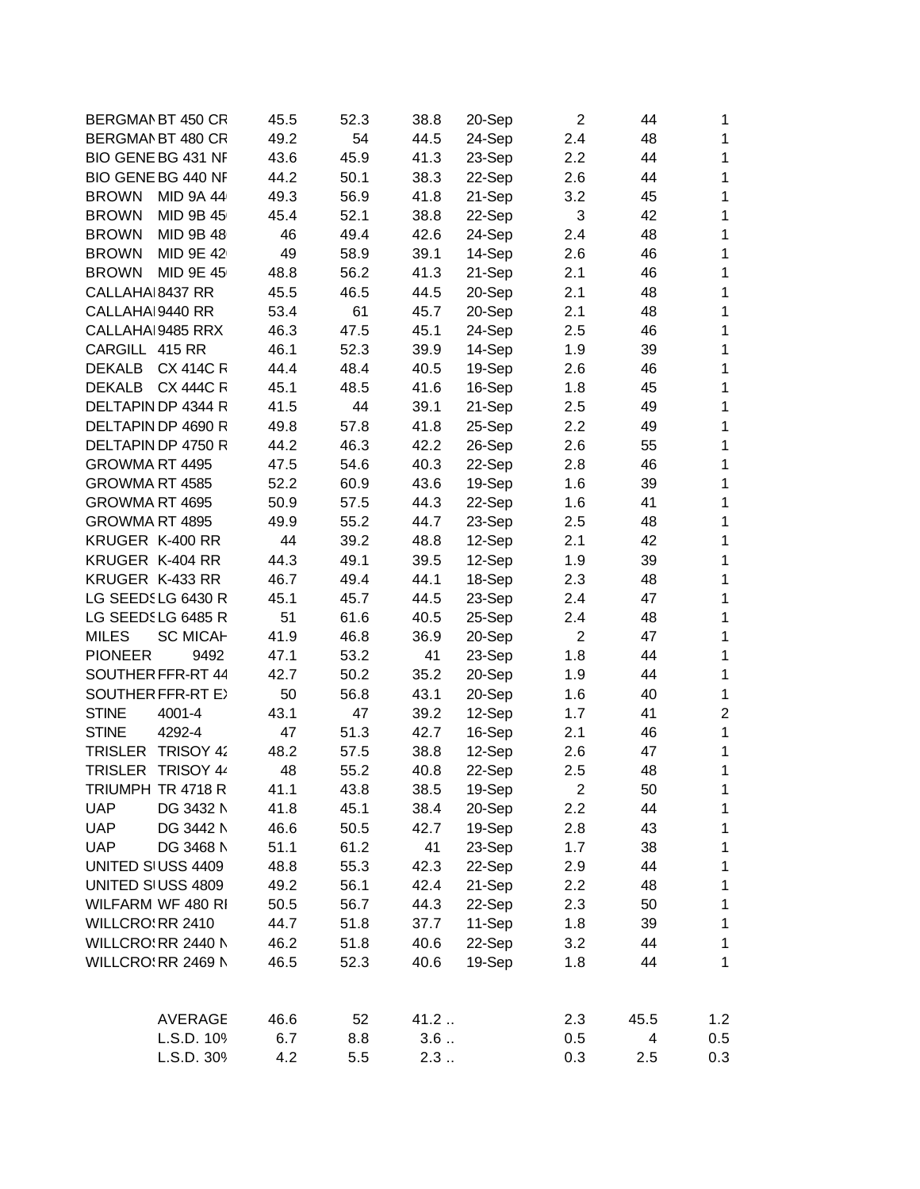| | | | | | | | | |
|---|---|---|---|---|---|---|---|---|
| BERGMAN | BT 450 CR | 45.5 | 52.3 | 38.8 | 20-Sep | 2 | 44 | 1 |
| BERGMAN | BT 480 CR | 49.2 | 54 | 44.5 | 24-Sep | 2.4 | 48 | 1 |
| BIO GENE | BG 431 NF | 43.6 | 45.9 | 41.3 | 23-Sep | 2.2 | 44 | 1 |
| BIO GENE | BG 440 NF | 44.2 | 50.1 | 38.3 | 22-Sep | 2.6 | 44 | 1 |
| BROWN | MID 9A 44 | 49.3 | 56.9 | 41.8 | 21-Sep | 3.2 | 45 | 1 |
| BROWN | MID 9B 45 | 45.4 | 52.1 | 38.8 | 22-Sep | 3 | 42 | 1 |
| BROWN | MID 9B 48 | 46 | 49.4 | 42.6 | 24-Sep | 2.4 | 48 | 1 |
| BROWN | MID 9E 42 | 49 | 58.9 | 39.1 | 14-Sep | 2.6 | 46 | 1 |
| BROWN | MID 9E 45 | 48.8 | 56.2 | 41.3 | 21-Sep | 2.1 | 46 | 1 |
| CALLAHAI | 8437 RR | 45.5 | 46.5 | 44.5 | 20-Sep | 2.1 | 48 | 1 |
| CALLAHAI | 9440 RR | 53.4 | 61 | 45.7 | 20-Sep | 2.1 | 48 | 1 |
| CALLAHAI | 9485 RRX | 46.3 | 47.5 | 45.1 | 24-Sep | 2.5 | 46 | 1 |
| CARGILL | 415 RR | 46.1 | 52.3 | 39.9 | 14-Sep | 1.9 | 39 | 1 |
| DEKALB | CX 414C R | 44.4 | 48.4 | 40.5 | 19-Sep | 2.6 | 46 | 1 |
| DEKALB | CX 444C R | 45.1 | 48.5 | 41.6 | 16-Sep | 1.8 | 45 | 1 |
| DELTAPIN | DP 4344 R | 41.5 | 44 | 39.1 | 21-Sep | 2.5 | 49 | 1 |
| DELTAPIN | DP 4690 R | 49.8 | 57.8 | 41.8 | 25-Sep | 2.2 | 49 | 1 |
| DELTAPIN | DP 4750 R | 44.2 | 46.3 | 42.2 | 26-Sep | 2.6 | 55 | 1 |
| GROWMA | RT 4495 | 47.5 | 54.6 | 40.3 | 22-Sep | 2.8 | 46 | 1 |
| GROWMA | RT 4585 | 52.2 | 60.9 | 43.6 | 19-Sep | 1.6 | 39 | 1 |
| GROWMA | RT 4695 | 50.9 | 57.5 | 44.3 | 22-Sep | 1.6 | 41 | 1 |
| GROWMA | RT 4895 | 49.9 | 55.2 | 44.7 | 23-Sep | 2.5 | 48 | 1 |
| KRUGER | K-400 RR | 44 | 39.2 | 48.8 | 12-Sep | 2.1 | 42 | 1 |
| KRUGER | K-404 RR | 44.3 | 49.1 | 39.5 | 12-Sep | 1.9 | 39 | 1 |
| KRUGER | K-433 RR | 46.7 | 49.4 | 44.1 | 18-Sep | 2.3 | 48 | 1 |
| LG SEEDS | LG 6430 R | 45.1 | 45.7 | 44.5 | 23-Sep | 2.4 | 47 | 1 |
| LG SEEDS | LG 6485 R | 51 | 61.6 | 40.5 | 25-Sep | 2.4 | 48 | 1 |
| MILES | SC MICAH | 41.9 | 46.8 | 36.9 | 20-Sep | 2 | 47 | 1 |
| PIONEER | 9492 | 47.1 | 53.2 | 41 | 23-Sep | 1.8 | 44 | 1 |
| SOUTHER | FFR-RT 44 | 42.7 | 50.2 | 35.2 | 20-Sep | 1.9 | 44 | 1 |
| SOUTHER | FFR-RT EX | 50 | 56.8 | 43.1 | 20-Sep | 1.6 | 40 | 1 |
| STINE | 4001-4 | 43.1 | 47 | 39.2 | 12-Sep | 1.7 | 41 | 2 |
| STINE | 4292-4 | 47 | 51.3 | 42.7 | 16-Sep | 2.1 | 46 | 1 |
| TRISLER | TRISOY 42 | 48.2 | 57.5 | 38.8 | 12-Sep | 2.6 | 47 | 1 |
| TRISLER | TRISOY 44 | 48 | 55.2 | 40.8 | 22-Sep | 2.5 | 48 | 1 |
| TRIUMPH | TR 4718 R | 41.1 | 43.8 | 38.5 | 19-Sep | 2 | 50 | 1 |
| UAP | DG 3432 N | 41.8 | 45.1 | 38.4 | 20-Sep | 2.2 | 44 | 1 |
| UAP | DG 3442 N | 46.6 | 50.5 | 42.7 | 19-Sep | 2.8 | 43 | 1 |
| UAP | DG 3468 N | 51.1 | 61.2 | 41 | 23-Sep | 1.7 | 38 | 1 |
| UNITED SI | USS 4409 | 48.8 | 55.3 | 42.3 | 22-Sep | 2.9 | 44 | 1 |
| UNITED SI | USS 4809 | 49.2 | 56.1 | 42.4 | 21-Sep | 2.2 | 48 | 1 |
| WILFARM | WF 480 RI | 50.5 | 56.7 | 44.3 | 22-Sep | 2.3 | 50 | 1 |
| WILLCROS | RR 2410 | 44.7 | 51.8 | 37.7 | 11-Sep | 1.8 | 39 | 1 |
| WILLCROS | RR 2440 N | 46.2 | 51.8 | 40.6 | 22-Sep | 3.2 | 44 | 1 |
| WILLCROS | RR 2469 N | 46.5 | 52.3 | 40.6 | 19-Sep | 1.8 | 44 | 1 |
| | | | | | | | | |
| | AVERAGE | 46.6 | 52 | 41.2 .. | | 2.3 | 45.5 | 1.2 |
| | L.S.D. 10% | 6.7 | 8.8 | 3.6 .. | | 0.5 | 4 | 0.5 |
| | L.S.D. 30% | 4.2 | 5.5 | 2.3 .. | | 0.3 | 2.5 | 0.3 |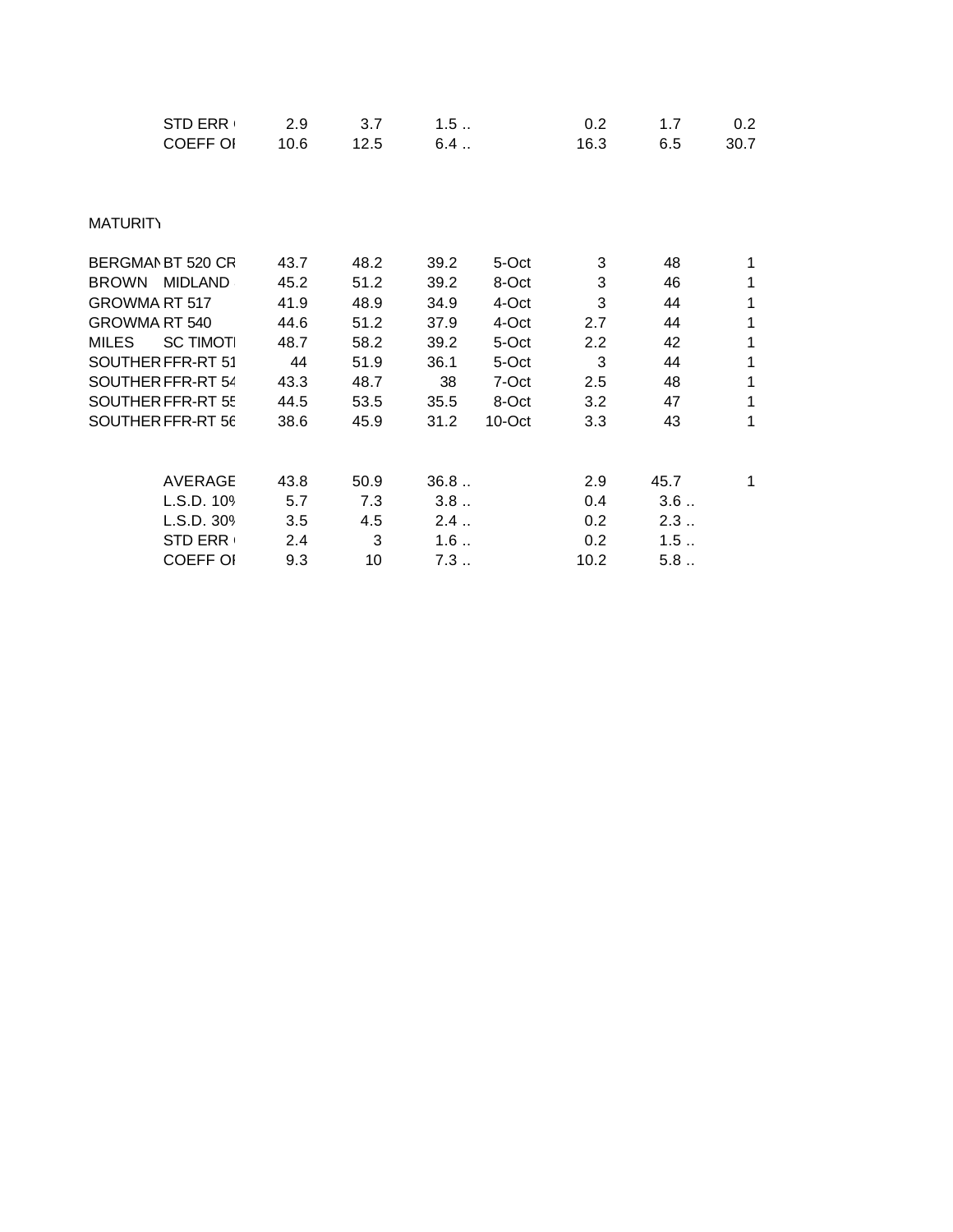| | | | | | | | | |
|---|---|---|---|---|---|---|---|---|
| | STD ERR ( | 2.9 | 3.7 | 1.5 .. | | 0.2 | 1.7 | 0.2 |
| | COEFF OI | 10.6 | 12.5 | 6.4 .. | | 16.3 | 6.5 | 30.7 |

MATURITY

| | | | | | | | | |
|---|---|---|---|---|---|---|---|---|
| BERGMAN | BT 520 CR | 43.7 | 48.2 | 39.2 | 5-Oct | 3 | 48 | 1 |
| BROWN | MIDLAND | 45.2 | 51.2 | 39.2 | 8-Oct | 3 | 46 | 1 |
| GROWMA | RT 517 | 41.9 | 48.9 | 34.9 | 4-Oct | 3 | 44 | 1 |
| GROWMA | RT 540 | 44.6 | 51.2 | 37.9 | 4-Oct | 2.7 | 44 | 1 |
| MILES | SC TIMOTI | 48.7 | 58.2 | 39.2 | 5-Oct | 2.2 | 42 | 1 |
| SOUTHER | FFR-RT 51 | 44 | 51.9 | 36.1 | 5-Oct | 3 | 44 | 1 |
| SOUTHER | FFR-RT 54 | 43.3 | 48.7 | 38 | 7-Oct | 2.5 | 48 | 1 |
| SOUTHER | FFR-RT 55 | 44.5 | 53.5 | 35.5 | 8-Oct | 3.2 | 47 | 1 |
| SOUTHER | FFR-RT 56 | 38.6 | 45.9 | 31.2 | 10-Oct | 3.3 | 43 | 1 |
| | | | | | | | | |
| | AVERAGE | 43.8 | 50.9 | 36.8 .. | | 2.9 | 45.7 | 1 |
| | L.S.D. 10% | 5.7 | 7.3 | 3.8 .. | | 0.4 | 3.6 .. | |
| | L.S.D. 30% | 3.5 | 4.5 | 2.4 .. | | 0.2 | 2.3 .. | |
| | STD ERR ( | 2.4 | 3 | 1.6 .. | | 0.2 | 1.5 .. | |
| | COEFF OI | 9.3 | 10 | 7.3 .. | | 10.2 | 5.8 .. | |